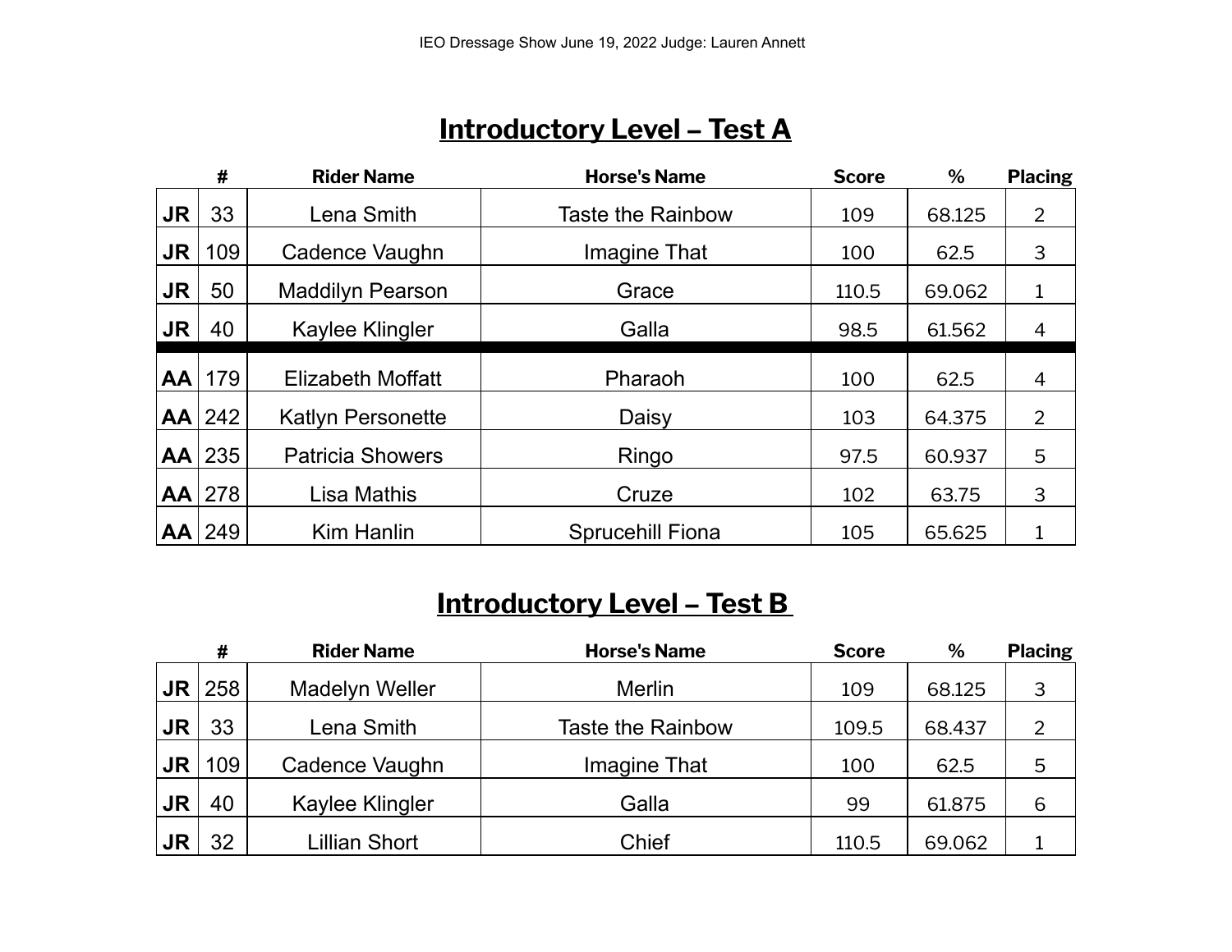IEO Dressage Show June 19, 2022 Judge: Lauren Annett

## Introductory Level – Test A

| | # | Rider Name | Horse's Name | Score | % | Placing |
|---|---|---|---|---|---|---|
| JR | 33 | Lena Smith | Taste the Rainbow | 109 | 68.125 | 2 |
| JR | 109 | Cadence Vaughn | Imagine That | 100 | 62.5 | 3 |
| JR | 50 | Maddilyn Pearson | Grace | 110.5 | 69.062 | 1 |
| JR | 40 | Kaylee Klingler | Galla | 98.5 | 61.562 | 4 |
| AA | 179 | Elizabeth Moffatt | Pharaoh | 100 | 62.5 | 4 |
| AA | 242 | Katlyn Personette | Daisy | 103 | 64.375 | 2 |
| AA | 235 | Patricia Showers | Ringo | 97.5 | 60.937 | 5 |
| AA | 278 | Lisa Mathis | Cruze | 102 | 63.75 | 3 |
| AA | 249 | Kim Hanlin | Sprucehill Fiona | 105 | 65.625 | 1 |

## Introductory Level – Test B

| | # | Rider Name | Horse's Name | Score | % | Placing |
|---|---|---|---|---|---|---|
| JR | 258 | Madelyn Weller | Merlin | 109 | 68.125 | 3 |
| JR | 33 | Lena Smith | Taste the Rainbow | 109.5 | 68.437 | 2 |
| JR | 109 | Cadence Vaughn | Imagine That | 100 | 62.5 | 5 |
| JR | 40 | Kaylee Klingler | Galla | 99 | 61.875 | 6 |
| JR | 32 | Lillian Short | Chief | 110.5 | 69.062 | 1 |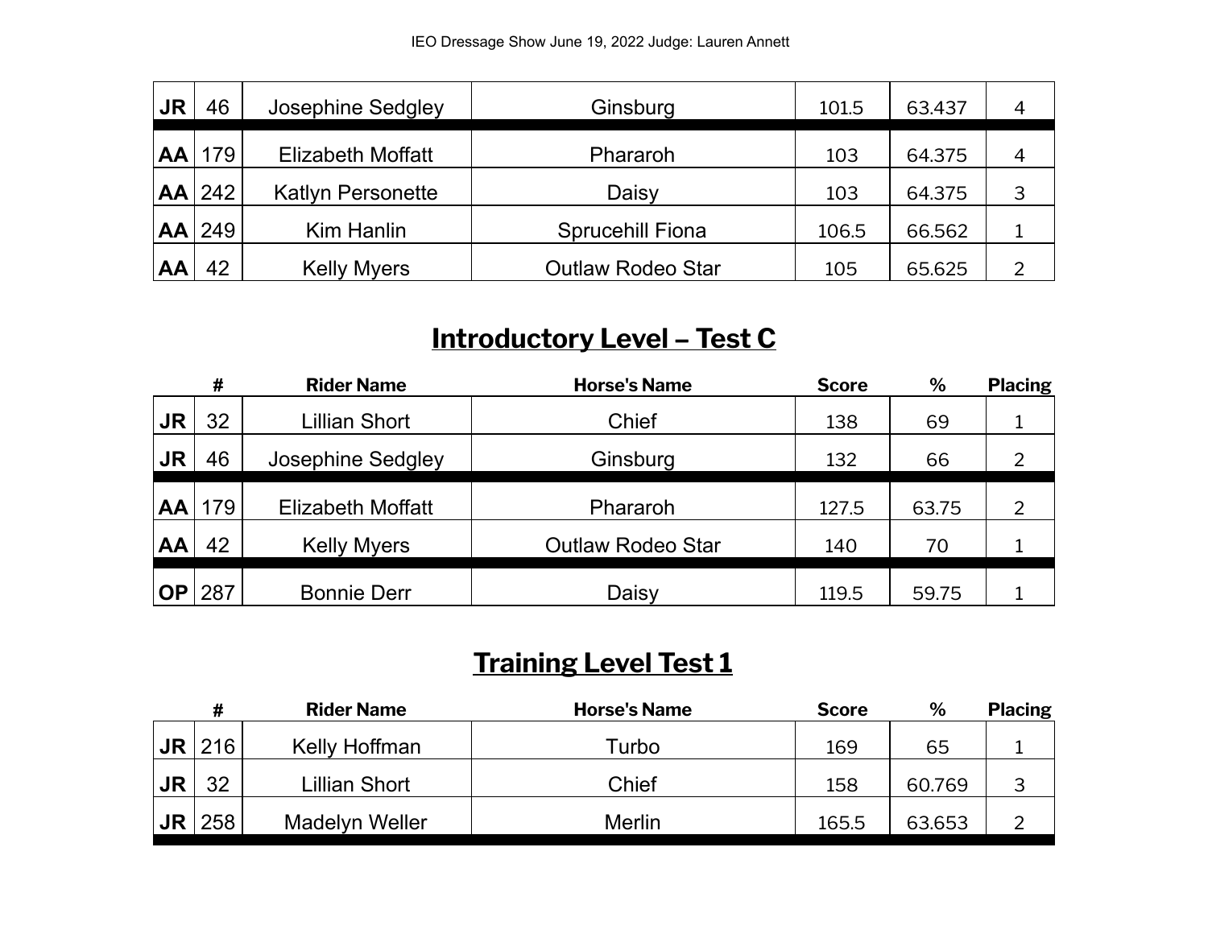| | # | Rider Name | Horse's Name | Score | % | Placing |
|---|---|---|---|---|---|---|
| **JR** | 46 | Josephine Sedgley | Ginsburg | 101.5 | 63.437 | 4 |
| **AA** | 179 | Elizabeth Moffatt | Phararoh | 103 | 64.375 | 4 |
| **AA** | 242 | Katlyn Personette | Daisy | 103 | 64.375 | 3 |
| **AA** | 249 | Kim Hanlin | Sprucehill Fiona | 106.5 | 66.562 | 1 |
| **AA** | 42 | Kelly Myers | Outlaw Rodeo Star | 105 | 65.625 | 2 |

## Introductory Level – Test C

| | # | Rider Name | Horse's Name | Score | % | Placing |
|---|---|---|---|---|---|---|
| **JR** | 32 | Lillian Short | Chief | 138 | 69 | 1 |
| **JR** | 46 | Josephine Sedgley | Ginsburg | 132 | 66 | 2 |
| **AA** | 179 | Elizabeth Moffatt | Phararoh | 127.5 | 63.75 | 2 |
| **AA** | 42 | Kelly Myers | Outlaw Rodeo Star | 140 | 70 | 1 |
| **OP** | 287 | Bonnie Derr | Daisy | 119.5 | 59.75 | 1 |

## Training Level Test 1

| | # | Rider Name | Horse's Name | Score | % | Placing |
|---|---|---|---|---|---|---|
| **JR** | 216 | Kelly Hoffman | Turbo | 169 | 65 | 1 |
| **JR** | 32 | Lillian Short | Chief | 158 | 60.769 | 3 |
| **JR** | 258 | Madelyn Weller | Merlin | 165.5 | 63.653 | 2 |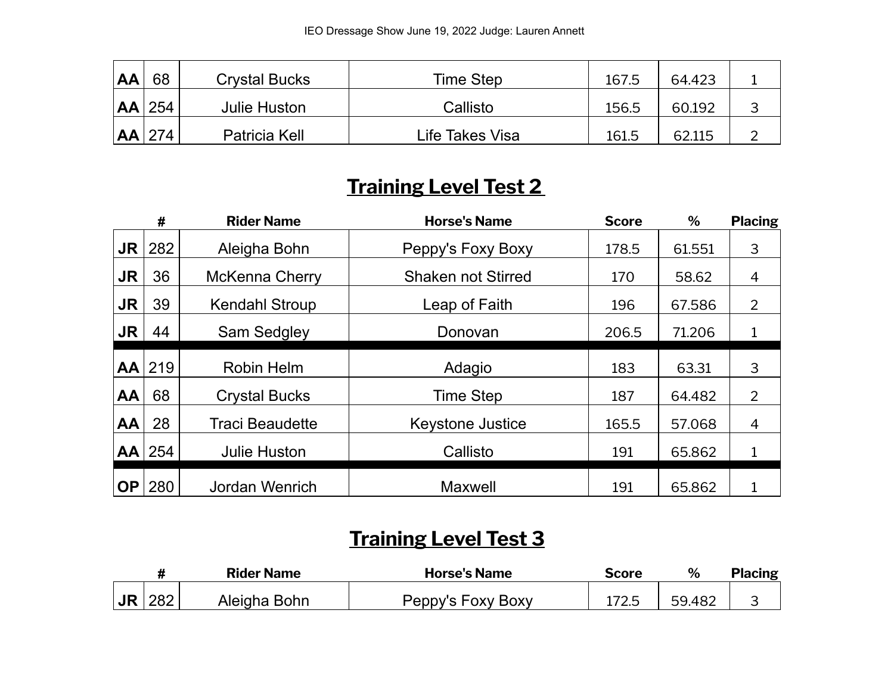| | | | | | | |
|---|---|---|---|---|---|---|
| **AA** | 68 | Crystal Bucks | Time Step | 167.5 | 64.423 | 1 |
| **AA** | 254 | Julie Huston | Callisto | 156.5 | 60.192 | 3 |
| **AA** | 274 | Patricia Kell | Life Takes Visa | 161.5 | 62.115 | 2 |

## Training Level Test 2

| | # | Rider Name | Horse's Name | Score | % | Placing |
|---|---|---|---|---|---|---|
| **JR** | 282 | Aleigha Bohn | Peppy's Foxy Boxy | 178.5 | 61.551 | 3 |
| **JR** | 36 | McKenna Cherry | Shaken not Stirred | 170 | 58.62 | 4 |
| **JR** | 39 | Kendahl Stroup | Leap of Faith | 196 | 67.586 | 2 |
| **JR** | 44 | Sam Sedgley | Donovan | 206.5 | 71.206 | 1 |
| **AA** | 219 | Robin Helm | Adagio | 183 | 63.31 | 3 |
| **AA** | 68 | Crystal Bucks | Time Step | 187 | 64.482 | 2 |
| **AA** | 28 | Traci Beaudette | Keystone Justice | 165.5 | 57.068 | 4 |
| **AA** | 254 | Julie Huston | Callisto | 191 | 65.862 | 1 |
| **OP** | 280 | Jordan Wenrich | Maxwell | 191 | 65.862 | 1 |

## Training Level Test 3

| | # | Rider Name | Horse's Name | Score | % | Placing |
|---|---|---|---|---|---|---|
| **JR** | 282 | Aleigha Bohn | Peppy's Foxy Boxy | 172.5 | 59.482 | 3 |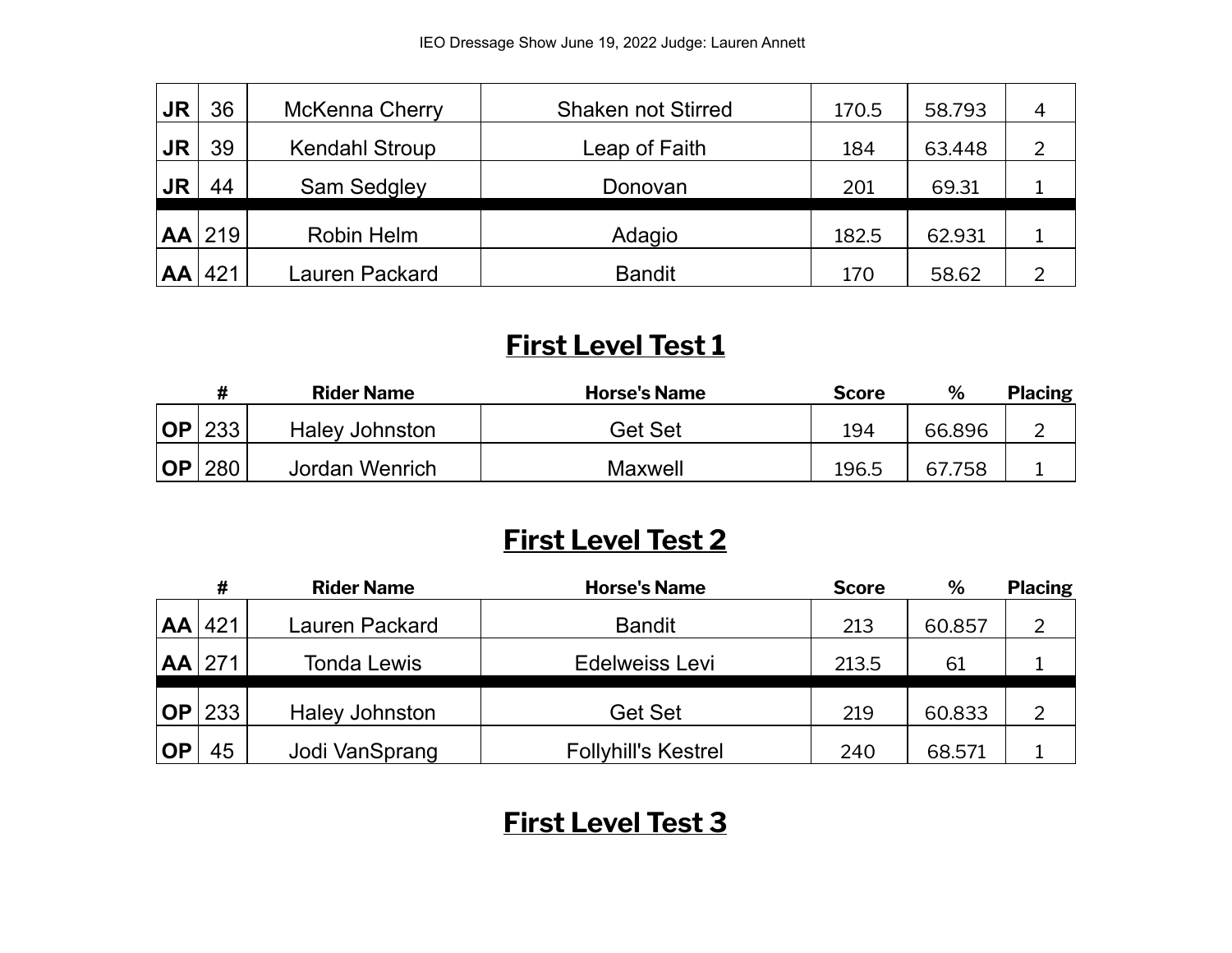| | | | | | | |
|---|---|---|---|---|---|---|
| **JR** | 36 | McKenna Cherry | Shaken not Stirred | 170.5 | 58.793 | 4 |
| **JR** | 39 | Kendahl Stroup | Leap of Faith | 184 | 63.448 | 2 |
| **JR** | 44 | Sam Sedgley | Donovan | 201 | 69.31 | 1 |
| **AA** | 219 | Robin Helm | Adagio | 182.5 | 62.931 | 1 |
| **AA** | 421 | Lauren Packard | Bandit | 170 | 58.62 | 2 |

## First Level Test 1

| | **#** | **Rider Name** | **Horse's Name** | **Score** | **%** | **Placing** |
|---|---|---|---|---|---|---|
| **OP** | 233 | Haley Johnston | Get Set | 194 | 66.896 | 2 |
| **OP** | 280 | Jordan Wenrich | Maxwell | 196.5 | 67.758 | 1 |

## First Level Test 2

| | **#** | **Rider Name** | **Horse's Name** | **Score** | **%** | **Placing** |
|---|---|---|---|---|---|---|
| **AA** | 421 | Lauren Packard | Bandit | 213 | 60.857 | 2 |
| **AA** | 271 | Tonda Lewis | Edelweiss Levi | 213.5 | 61 | 1 |
| **OP** | 233 | Haley Johnston | Get Set | 219 | 60.833 | 2 |
| **OP** | 45 | Jodi VanSprang | Follyhill's Kestrel | 240 | 68.571 | 1 |

## First Level Test 3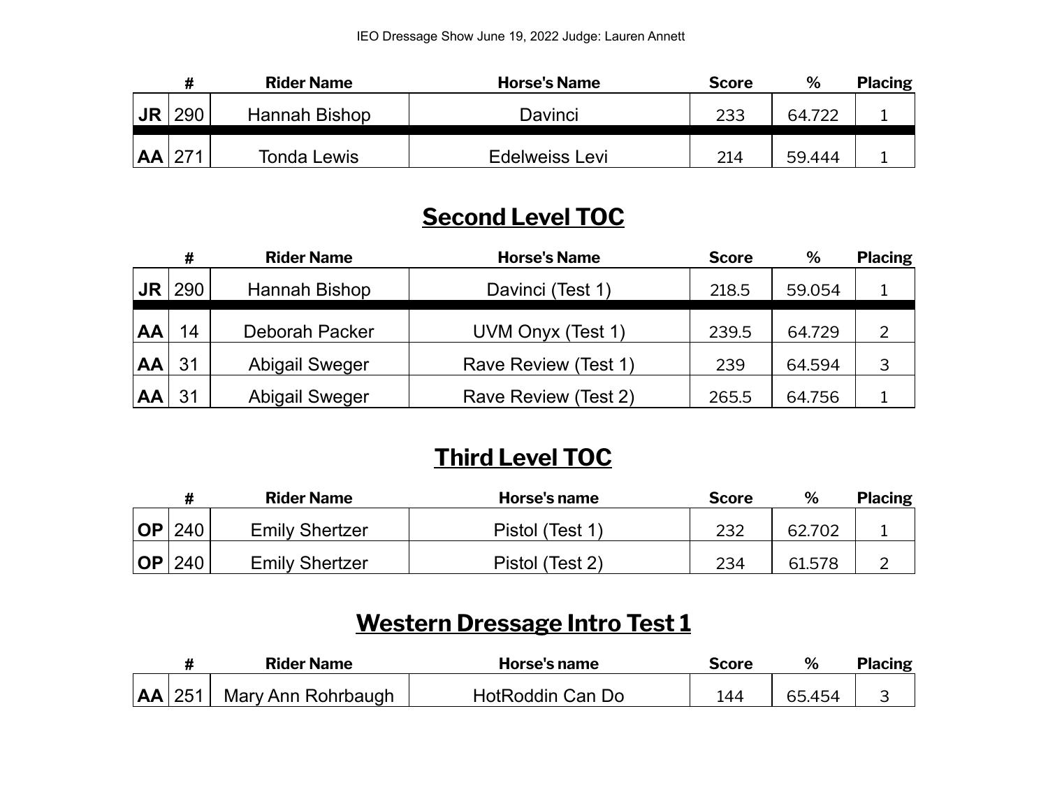| | # | Rider Name | Horse's Name | Score | % | Placing |
|---|---|---|---|---|---|---|
| **JR** | 290 | Hannah Bishop | Davinci | 233 | 64.722 | 1 |
| **AA** | 271 | Tonda Lewis | Edelweiss Levi | 214 | 59.444 | 1 |

## Second Level TOC

| | # | Rider Name | Horse's Name | Score | % | Placing |
|---|---|---|---|---|---|---|
| **JR** | 290 | Hannah Bishop | Davinci (Test 1) | 218.5 | 59.054 | 1 |
| **AA** | 14 | Deborah Packer | UVM Onyx (Test 1) | 239.5 | 64.729 | 2 |
| **AA** | 31 | Abigail Sweger | Rave Review (Test 1) | 239 | 64.594 | 3 |
| **AA** | 31 | Abigail Sweger | Rave Review (Test 2) | 265.5 | 64.756 | 1 |

## Third Level TOC

| | # | Rider Name | Horse's name | Score | % | Placing |
|---|---|---|---|---|---|---|
| **OP** | 240 | Emily Shertzer | Pistol (Test 1) | 232 | 62.702 | 1 |
| **OP** | 240 | Emily Shertzer | Pistol (Test 2) | 234 | 61.578 | 2 |

## Western Dressage Intro Test 1

| | # | Rider Name | Horse's name | Score | % | Placing |
|---|---|---|---|---|---|---|
| **AA** | 251 | Mary Ann Rohrbaugh | HotRoddin Can Do | 144 | 65.454 | 3 |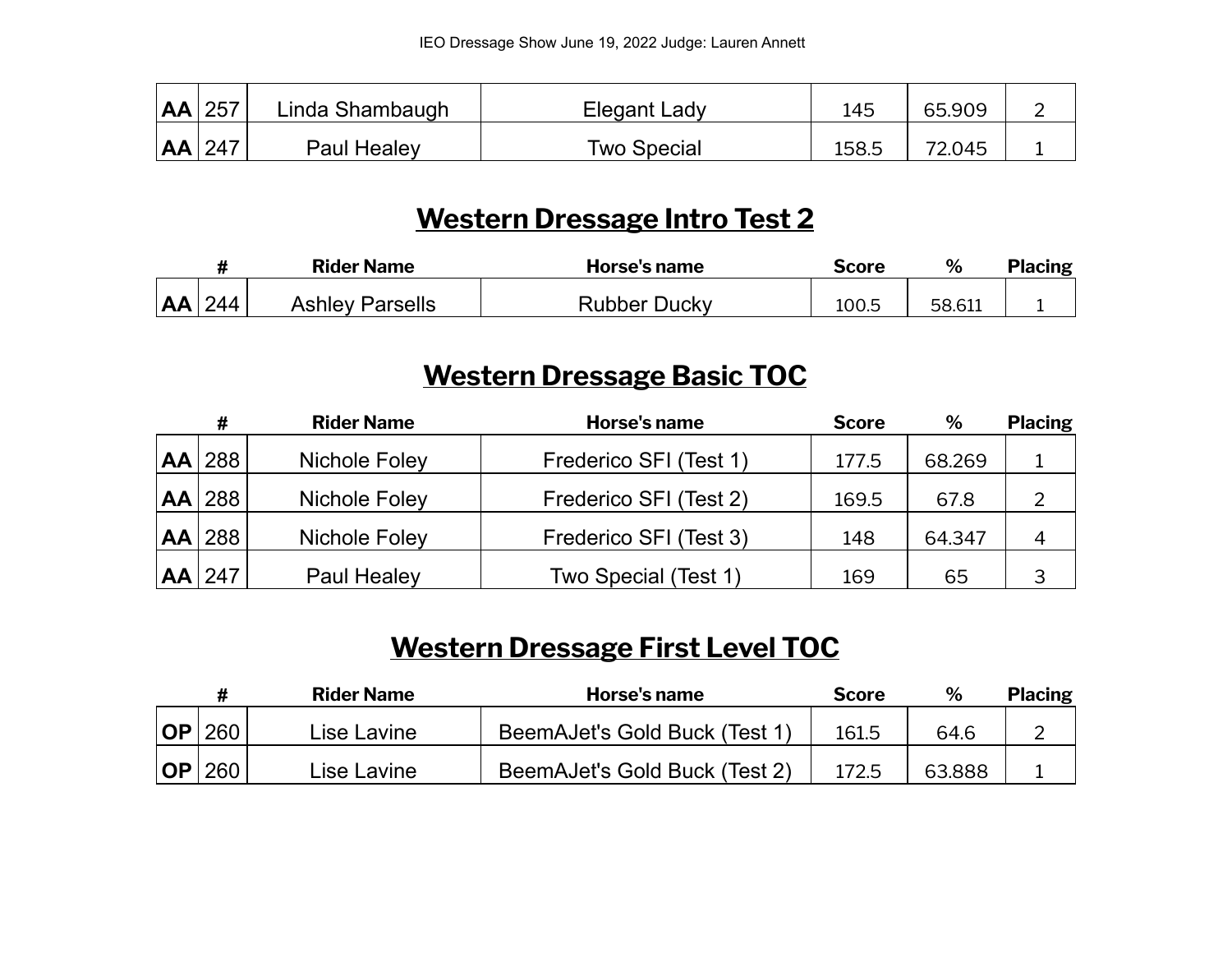| | | | | | | |
|---|---|---|---|---|---|---|
| **AA** | 257 | Linda Shambaugh | Elegant Lady | 145 | 65.909 | 2 |
| **AA** | 247 | Paul Healey | Two Special | 158.5 | 72.045 | 1 |

## Western Dressage Intro Test 2

| | # | Rider Name | Horse's name | Score | % | Placing |
|---|---|---|---|---|---|---|
| **AA** | 244 | Ashley Parsells | Rubber Ducky | 100.5 | 58.611 | 1 |

## Western Dressage Basic TOC

| | # | Rider Name | Horse's name | Score | % | Placing |
|---|---|---|---|---|---|---|
| **AA** | 288 | Nichole Foley | Frederico SFI (Test 1) | 177.5 | 68.269 | 1 |
| **AA** | 288 | Nichole Foley | Frederico SFI (Test 2) | 169.5 | 67.8 | 2 |
| **AA** | 288 | Nichole Foley | Frederico SFI (Test 3) | 148 | 64.347 | 4 |
| **AA** | 247 | Paul Healey | Two Special (Test 1) | 169 | 65 | 3 |

## Western Dressage First Level TOC

| | # | Rider Name | Horse's name | Score | % | Placing |
|---|---|---|---|---|---|---|
| **OP** | 260 | Lise Lavine | BeemAJet's Gold Buck (Test 1) | 161.5 | 64.6 | 2 |
| **OP** | 260 | Lise Lavine | BeemAJet's Gold Buck (Test 2) | 172.5 | 63.888 | 1 |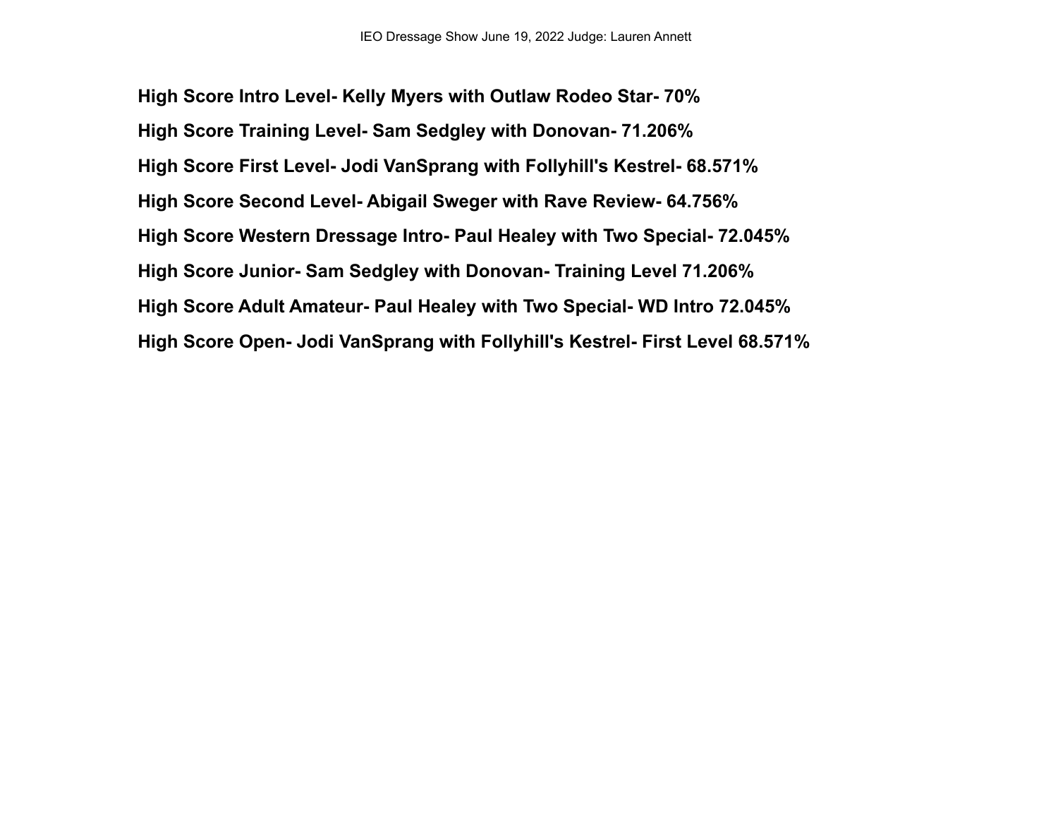**High Score Intro Level- Kelly Myers with Outlaw Rodeo Star- 70%**

**High Score Training Level- Sam Sedgley with Donovan- 71.206%**

**High Score First Level- Jodi VanSprang with Follyhill's Kestrel- 68.571%**

**High Score Second Level- Abigail Sweger with Rave Review- 64.756%**

**High Score Western Dressage Intro- Paul Healey with Two Special- 72.045%**

**High Score Junior- Sam Sedgley with Donovan- Training Level 71.206%**

**High Score Adult Amateur- Paul Healey with Two Special- WD Intro 72.045%**

**High Score Open- Jodi VanSprang with Follyhill's Kestrel- First Level 68.571%**